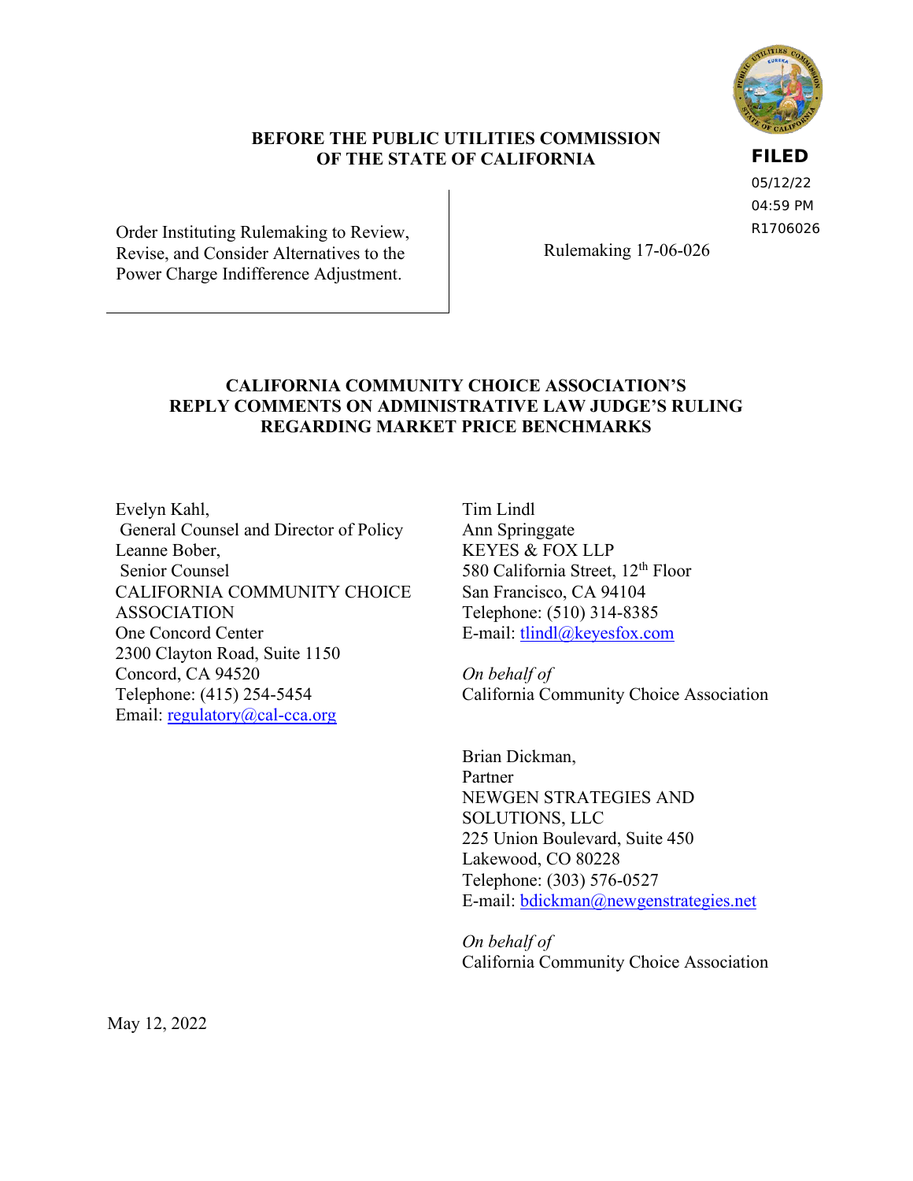**BEFORE THE PUBLIC UTILITIES COMMISSION OF THE STATE OF CALIFORNIA**

**FILED**
05/12/22
04:59 PM
R1706026

| Order Instituting Rulemaking to Review, Revise, and Consider Alternatives to the Power Charge Indifference Adjustment. | Rulemaking 17-06-026 |
| --- | --- |

**CALIFORNIA COMMUNITY CHOICE ASSOCIATION'S REPLY COMMENTS ON ADMINISTRATIVE LAW JUDGE'S RULING REGARDING MARKET PRICE BENCHMARKS**

Evelyn Kahl,
General Counsel and Director of Policy
Leanne Bober,
Senior Counsel
CALIFORNIA COMMUNITY CHOICE ASSOCIATION
One Concord Center
2300 Clayton Road, Suite 1150
Concord, CA 94520
Telephone: (415) 254-5454
Email: regulatory@cal-cca.org

Tim Lindl
Ann Springgate
KEYES & FOX LLP
580 California Street, 12th Floor
San Francisco, CA 94104
Telephone: (510) 314-8385
E-mail: tlindl@keyesfox.com

*On behalf of*
California Community Choice Association

Brian Dickman,
Partner
NEWGEN STRATEGIES AND SOLUTIONS, LLC
225 Union Boulevard, Suite 450
Lakewood, CO 80228
Telephone: (303) 576-0527
E-mail: bdickman@newgenstrategies.net

*On behalf of*
California Community Choice Association

May 12, 2022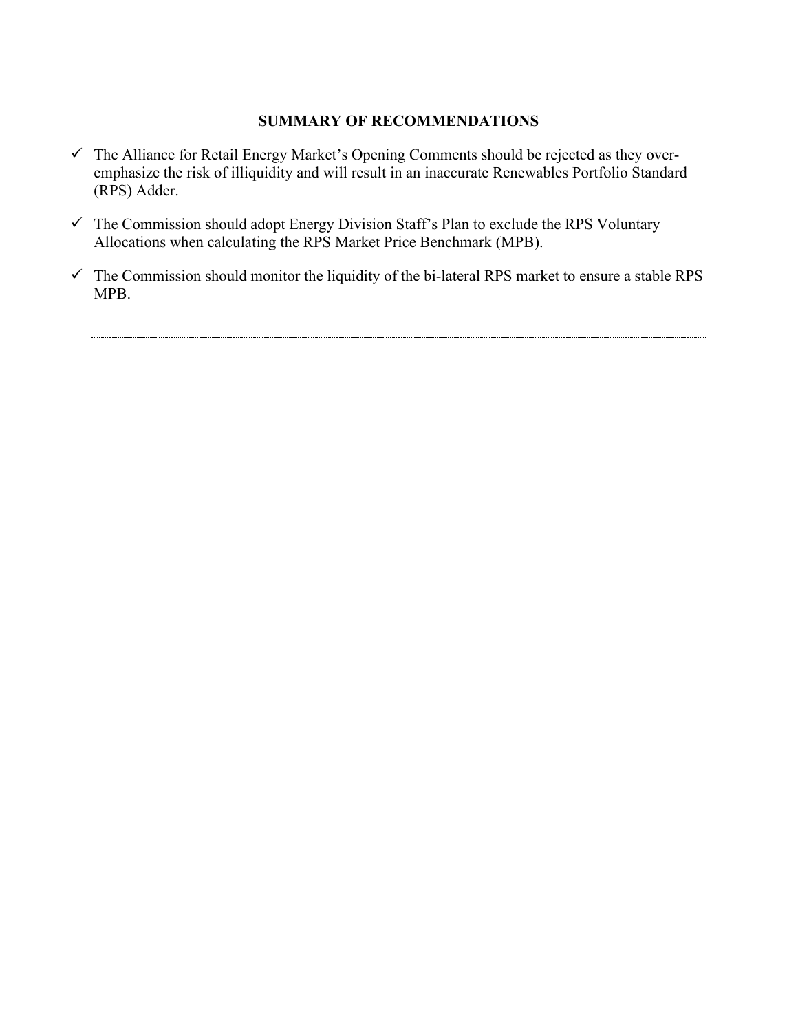**SUMMARY OF RECOMMENDATIONS**

- ✓ The Alliance for Retail Energy Market's Opening Comments should be rejected as they over-emphasize the risk of illiquidity and will result in an inaccurate Renewables Portfolio Standard (RPS) Adder.
- ✓ The Commission should adopt Energy Division Staff's Plan to exclude the RPS Voluntary Allocations when calculating the RPS Market Price Benchmark (MPB).
- ✓ The Commission should monitor the liquidity of the bi-lateral RPS market to ensure a stable RPS MPB.

---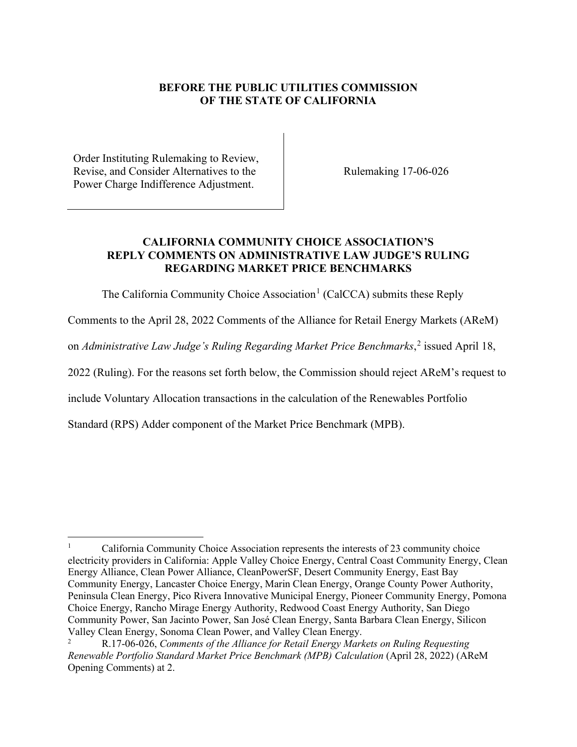**BEFORE THE PUBLIC UTILITIES COMMISSION OF THE STATE OF CALIFORNIA**

| | |
|---|---|
| Order Instituting Rulemaking to Review, Revise, and Consider Alternatives to the Power Charge Indifference Adjustment. | Rulemaking 17-06-026 |

**CALIFORNIA COMMUNITY CHOICE ASSOCIATION'S REPLY COMMENTS ON ADMINISTRATIVE LAW JUDGE'S RULING REGARDING MARKET PRICE BENCHMARKS**

The California Community Choice Association[1] (CalCCA) submits these Reply Comments to the April 28, 2022 Comments of the Alliance for Retail Energy Markets (AReM) on *Administrative Law Judge's Ruling Regarding Market Price Benchmarks*,[2] issued April 18, 2022 (Ruling). For the reasons set forth below, the Commission should reject AReM's request to include Voluntary Allocation transactions in the calculation of the Renewables Portfolio Standard (RPS) Adder component of the Market Price Benchmark (MPB).

---

[1] California Community Choice Association represents the interests of 23 community choice electricity providers in California: Apple Valley Choice Energy, Central Coast Community Energy, Clean Energy Alliance, Clean Power Alliance, CleanPowerSF, Desert Community Energy, East Bay Community Energy, Lancaster Choice Energy, Marin Clean Energy, Orange County Power Authority, Peninsula Clean Energy, Pico Rivera Innovative Municipal Energy, Pioneer Community Energy, Pomona Choice Energy, Rancho Mirage Energy Authority, Redwood Coast Energy Authority, San Diego Community Power, San Jacinto Power, San José Clean Energy, Santa Barbara Clean Energy, Silicon Valley Clean Energy, Sonoma Clean Power, and Valley Clean Energy.

[2] R.17-06-026, *Comments of the Alliance for Retail Energy Markets on Ruling Requesting Renewable Portfolio Standard Market Price Benchmark (MPB) Calculation* (April 28, 2022) (AReM Opening Comments) at 2.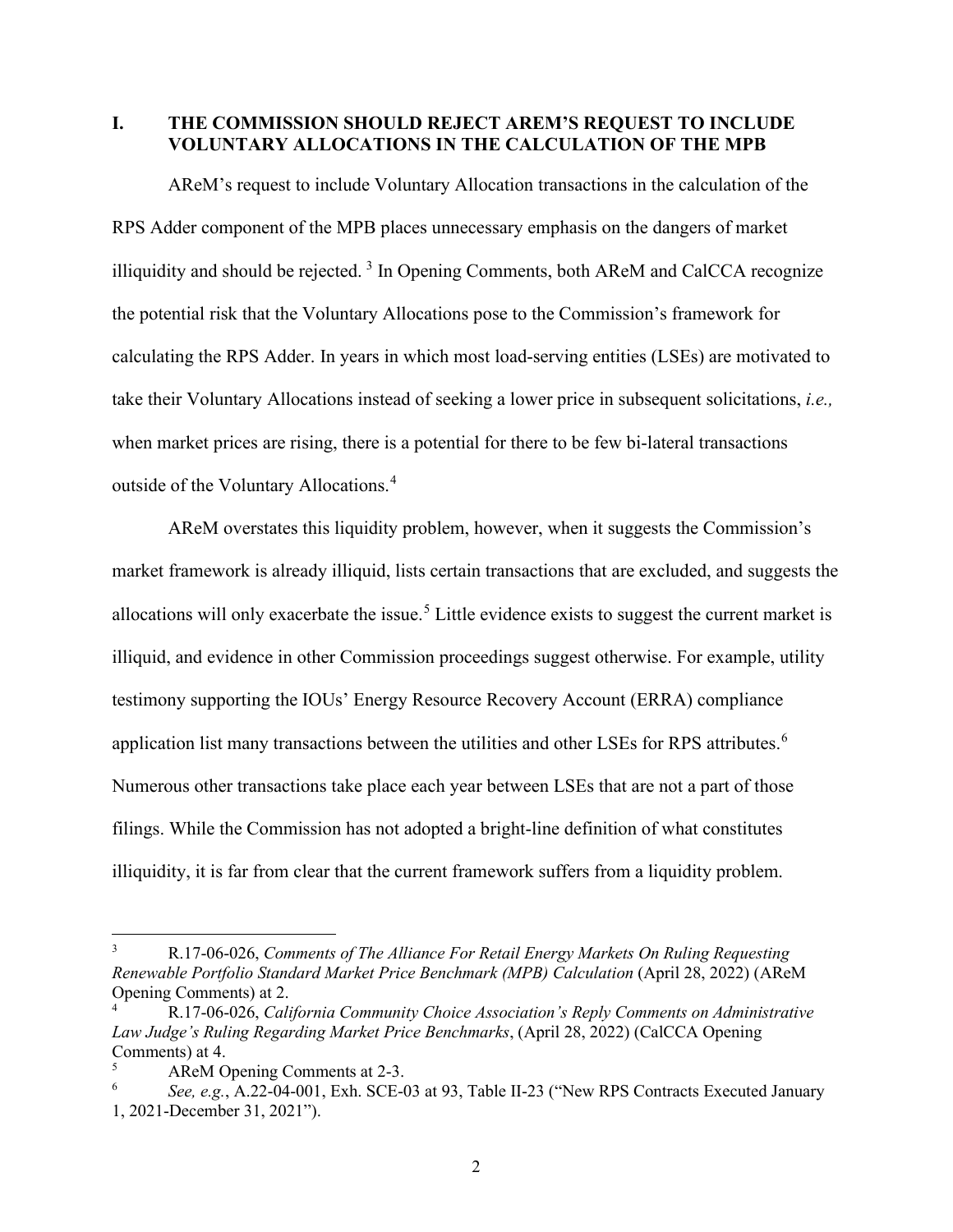## I. THE COMMISSION SHOULD REJECT AREM'S REQUEST TO INCLUDE VOLUNTARY ALLOCATIONS IN THE CALCULATION OF THE MPB

AReM's request to include Voluntary Allocation transactions in the calculation of the RPS Adder component of the MPB places unnecessary emphasis on the dangers of market illiquidity and should be rejected. [3] In Opening Comments, both AReM and CalCCA recognize the potential risk that the Voluntary Allocations pose to the Commission's framework for calculating the RPS Adder. In years in which most load-serving entities (LSEs) are motivated to take their Voluntary Allocations instead of seeking a lower price in subsequent solicitations, *i.e.,* when market prices are rising, there is a potential for there to be few bi-lateral transactions outside of the Voluntary Allocations.[4]

AReM overstates this liquidity problem, however, when it suggests the Commission's market framework is already illiquid, lists certain transactions that are excluded, and suggests the allocations will only exacerbate the issue.[5] Little evidence exists to suggest the current market is illiquid, and evidence in other Commission proceedings suggest otherwise. For example, utility testimony supporting the IOUs' Energy Resource Recovery Account (ERRA) compliance application list many transactions between the utilities and other LSEs for RPS attributes.[6] Numerous other transactions take place each year between LSEs that are not a part of those filings. While the Commission has not adopted a bright-line definition of what constitutes illiquidity, it is far from clear that the current framework suffers from a liquidity problem.

---

[3] R.17-06-026, *Comments of The Alliance For Retail Energy Markets On Ruling Requesting Renewable Portfolio Standard Market Price Benchmark (MPB) Calculation* (April 28, 2022) (AReM Opening Comments) at 2.

[4] R.17-06-026, *California Community Choice Association's Reply Comments on Administrative Law Judge's Ruling Regarding Market Price Benchmarks*, (April 28, 2022) (CalCCA Opening Comments) at 4.

[5] AReM Opening Comments at 2-3.

[6] *See, e.g.*, A.22-04-001, Exh. SCE-03 at 93, Table II-23 ("New RPS Contracts Executed January 1, 2021-December 31, 2021").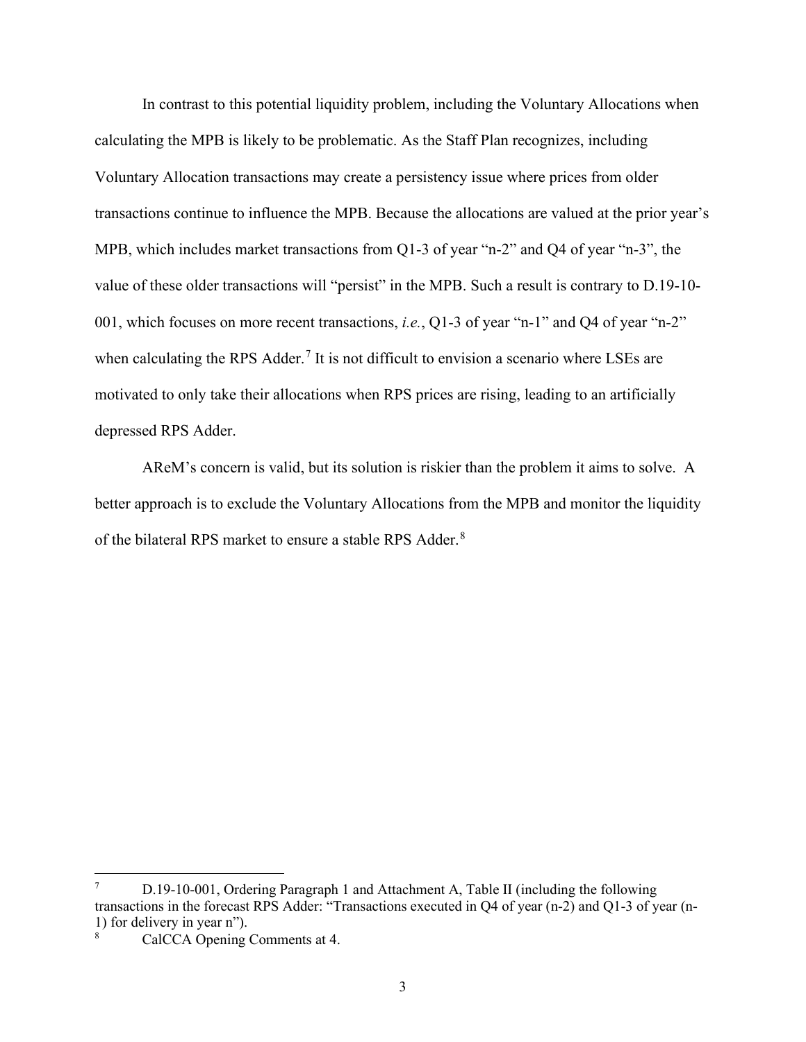In contrast to this potential liquidity problem, including the Voluntary Allocations when calculating the MPB is likely to be problematic. As the Staff Plan recognizes, including Voluntary Allocation transactions may create a persistency issue where prices from older transactions continue to influence the MPB. Because the allocations are valued at the prior year's MPB, which includes market transactions from Q1-3 of year "n-2" and Q4 of year "n-3", the value of these older transactions will "persist" in the MPB. Such a result is contrary to D.19-10-001, which focuses on more recent transactions, *i.e.*, Q1-3 of year "n-1" and Q4 of year "n-2" when calculating the RPS Adder.[7] It is not difficult to envision a scenario where LSEs are motivated to only take their allocations when RPS prices are rising, leading to an artificially depressed RPS Adder.

AReM's concern is valid, but its solution is riskier than the problem it aims to solve. A better approach is to exclude the Voluntary Allocations from the MPB and monitor the liquidity of the bilateral RPS market to ensure a stable RPS Adder.[8]

---

[7] D.19-10-001, Ordering Paragraph 1 and Attachment A, Table II (including the following transactions in the forecast RPS Adder: "Transactions executed in Q4 of year (n-2) and Q1-3 of year (n-1) for delivery in year n").

[8] CalCCA Opening Comments at 4.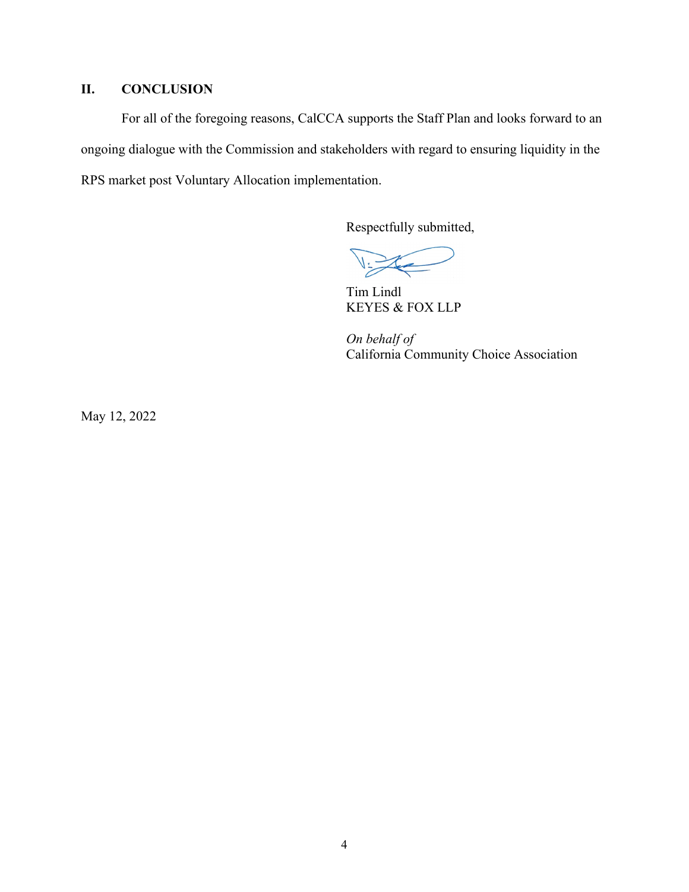## II. CONCLUSION

For all of the foregoing reasons, CalCCA supports the Staff Plan and looks forward to an ongoing dialogue with the Commission and stakeholders with regard to ensuring liquidity in the RPS market post Voluntary Allocation implementation.

Respectfully submitted,

Tim Lindl
KEYES & FOX LLP

*On behalf of*
California Community Choice Association

May 12, 2022